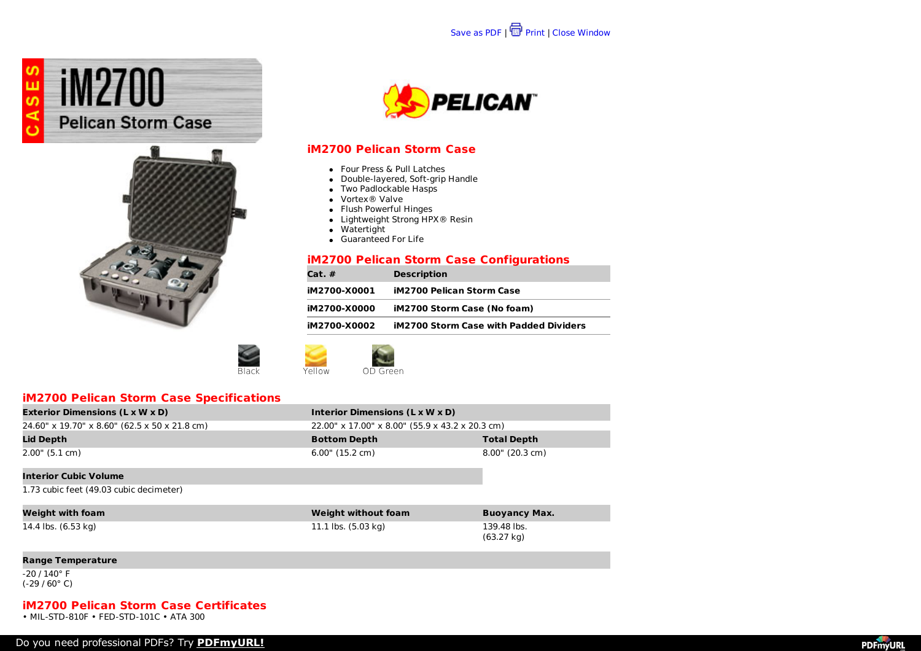Save as PDF | Print | Close Window

# iM2700 Pelican Storm Case

## iM2700 Pelican Storm Case

- Four Press & Pull Latches
- Double-layered, Soft-grip Handle
- Two Padlockable Hasps
- Vortex® Valve
- Flush Powerful Hinges
- Lightweight Strong HPX® Resin
- Watertight
- Guaranteed For Life

## iM2700 Pelican Storm Case Configurations

| Cat. # | Description |
|---|---|
| **iM2700-X0001** | **iM2700 Pelican Storm Case** |
| **iM2700-X0000** | **iM2700 Storm Case (No foam)** |
| **iM2700-X0002** | **iM2700 Storm Case with Padded Dividers** |

Black Yellow OD Green

## iM2700 Pelican Storm Case Specifications

| Exterior Dimensions (L x W x D) | Interior Dimensions (L x W x D) | |
|---|---|---|
| 24.60" x 19.70" x 8.60" (62.5 x 50 x 21.8 cm) | 22.00" x 17.00" x 8.00" (55.9 x 43.2 x 20.3 cm) | |
| **Lid Depth** | **Bottom Depth** | **Total Depth** |
| 2.00" (5.1 cm) | 6.00" (15.2 cm) | 8.00" (20.3 cm) |

**Interior Cubic Volume**

1.73 cubic feet (49.03 cubic decimeter)

| Weight with foam | Weight without foam | Buoyancy Max. |
|---|---|---|
| 14.4 lbs. (6.53 kg) | 11.1 lbs. (5.03 kg) | 139.48 lbs. (63.27 kg) |

**Range Temperature**

-20 / 140° F
(-29 / 60° C)

## iM2700 Pelican Storm Case Certificates

• MIL-STD-810F • FED-STD-101C • ATA 300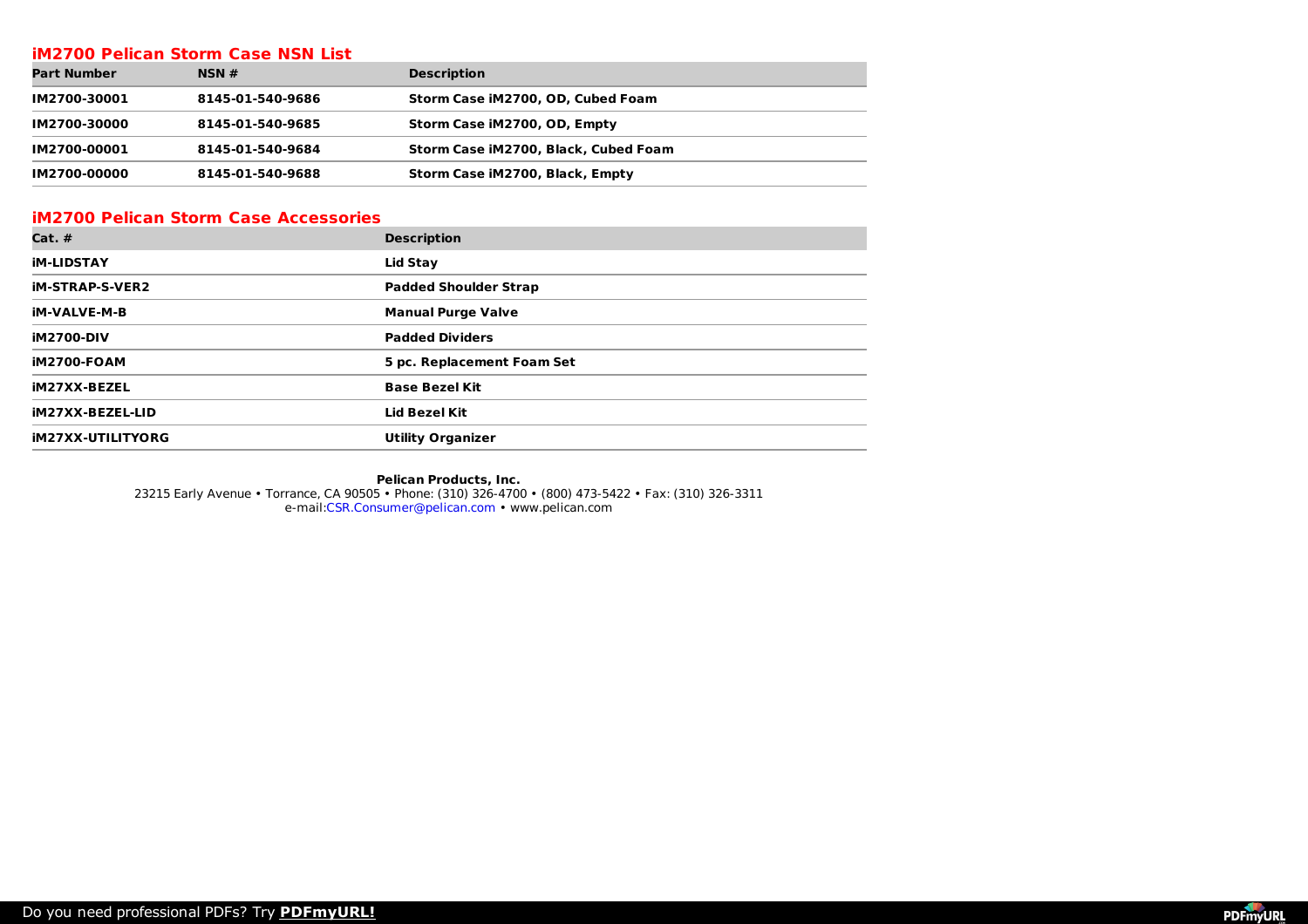## iM2700 Pelican Storm Case NSN List

| Part Number | NSN # | Description |
|---|---|---|
| IM2700-30001 | 8145-01-540-9686 | Storm Case iM2700, OD, Cubed Foam |
| IM2700-30000 | 8145-01-540-9685 | Storm Case iM2700, OD, Empty |
| IM2700-00001 | 8145-01-540-9684 | Storm Case iM2700, Black, Cubed Foam |
| IM2700-00000 | 8145-01-540-9688 | Storm Case iM2700, Black, Empty |

## iM2700 Pelican Storm Case Accessories

| Cat. # | Description |
|---|---|
| iM-LIDSTAY | Lid Stay |
| iM-STRAP-S-VER2 | Padded Shoulder Strap |
| iM-VALVE-M-B | Manual Purge Valve |
| iM2700-DIV | Padded Dividers |
| iM2700-FOAM | 5 pc. Replacement Foam Set |
| iM27XX-BEZEL | Base Bezel Kit |
| iM27XX-BEZEL-LID | Lid Bezel Kit |
| iM27XX-UTILITYORG | Utility Organizer |

**Pelican Products, Inc.**
23215 Early Avenue • Torrance, CA 90505 • Phone: (310) 326-4700 • (800) 473-5422 • Fax: (310) 326-3311
e-mail:CSR.Consumer@pelican.com • www.pelican.com